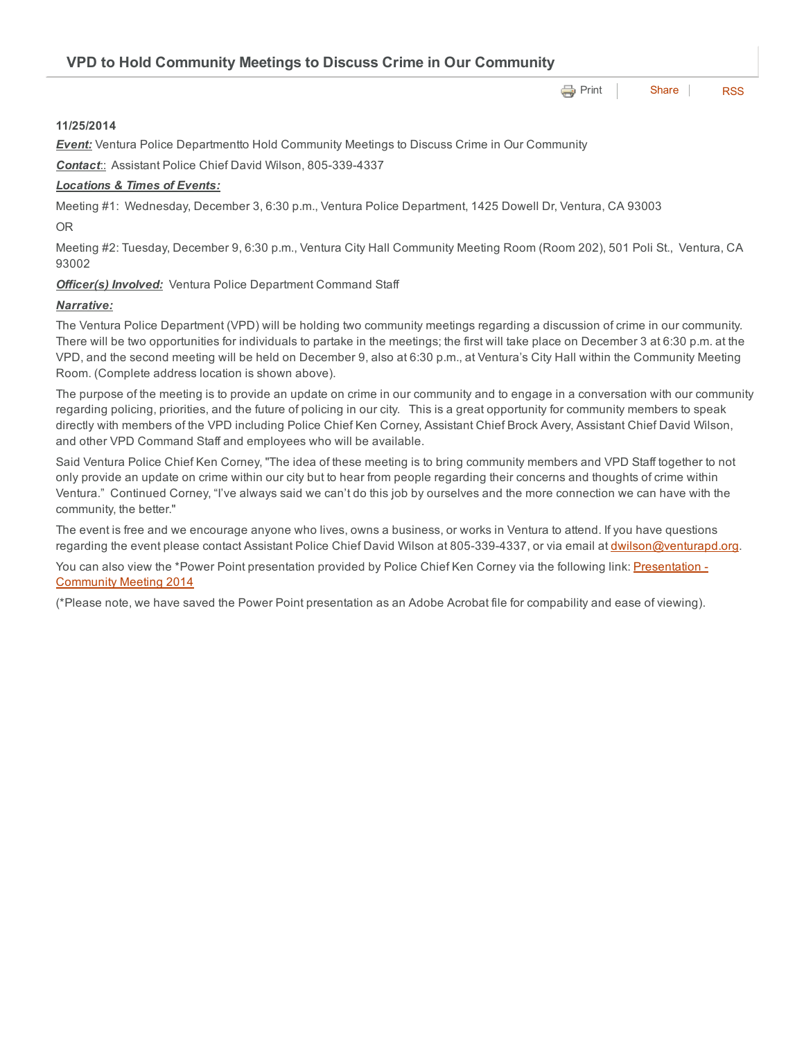# VPD to Hold Community Meetings to Discuss Crime in Our Community

Print | Share | RSS

**11/25/2014**

***Event:*** Ventura Police Departmentto Hold Community Meetings to Discuss Crime in Our Community

***Contact*::** Assistant Police Chief David Wilson, 805-339-4337

***Locations & Times of Events:***

Meeting #1: Wednesday, December 3, 6:30 p.m., Ventura Police Department, 1425 Dowell Dr, Ventura, CA 93003

OR

Meeting #2: Tuesday, December 9, 6:30 p.m., Ventura City Hall Community Meeting Room (Room 202), 501 Poli St., Ventura, CA 93002

***Officer(s) Involved:*** Ventura Police Department Command Staff

***Narrative:***

The Ventura Police Department (VPD) will be holding two community meetings regarding a discussion of crime in our community. There will be two opportunities for individuals to partake in the meetings; the first will take place on December 3 at 6:30 p.m. at the VPD, and the second meeting will be held on December 9, also at 6:30 p.m., at Ventura's City Hall within the Community Meeting Room. (Complete address location is shown above).

The purpose of the meeting is to provide an update on crime in our community and to engage in a conversation with our community regarding policing, priorities, and the future of policing in our city. This is a great opportunity for community members to speak directly with members of the VPD including Police Chief Ken Corney, Assistant Chief Brock Avery, Assistant Chief David Wilson, and other VPD Command Staff and employees who will be available.

Said Ventura Police Chief Ken Corney, "The idea of these meeting is to bring community members and VPD Staff together to not only provide an update on crime within our city but to hear from people regarding their concerns and thoughts of crime within Ventura." Continued Corney, "I've always said we can't do this job by ourselves and the more connection we can have with the community, the better."

The event is free and we encourage anyone who lives, owns a business, or works in Ventura to attend. If you have questions regarding the event please contact Assistant Police Chief David Wilson at 805-339-4337, or via email at dwilson@venturapd.org.

You can also view the *Power Point presentation provided by Police Chief Ken Corney via the following link: Presentation - Community Meeting 2014

(*Please note, we have saved the Power Point presentation as an Adobe Acrobat file for compability and ease of viewing).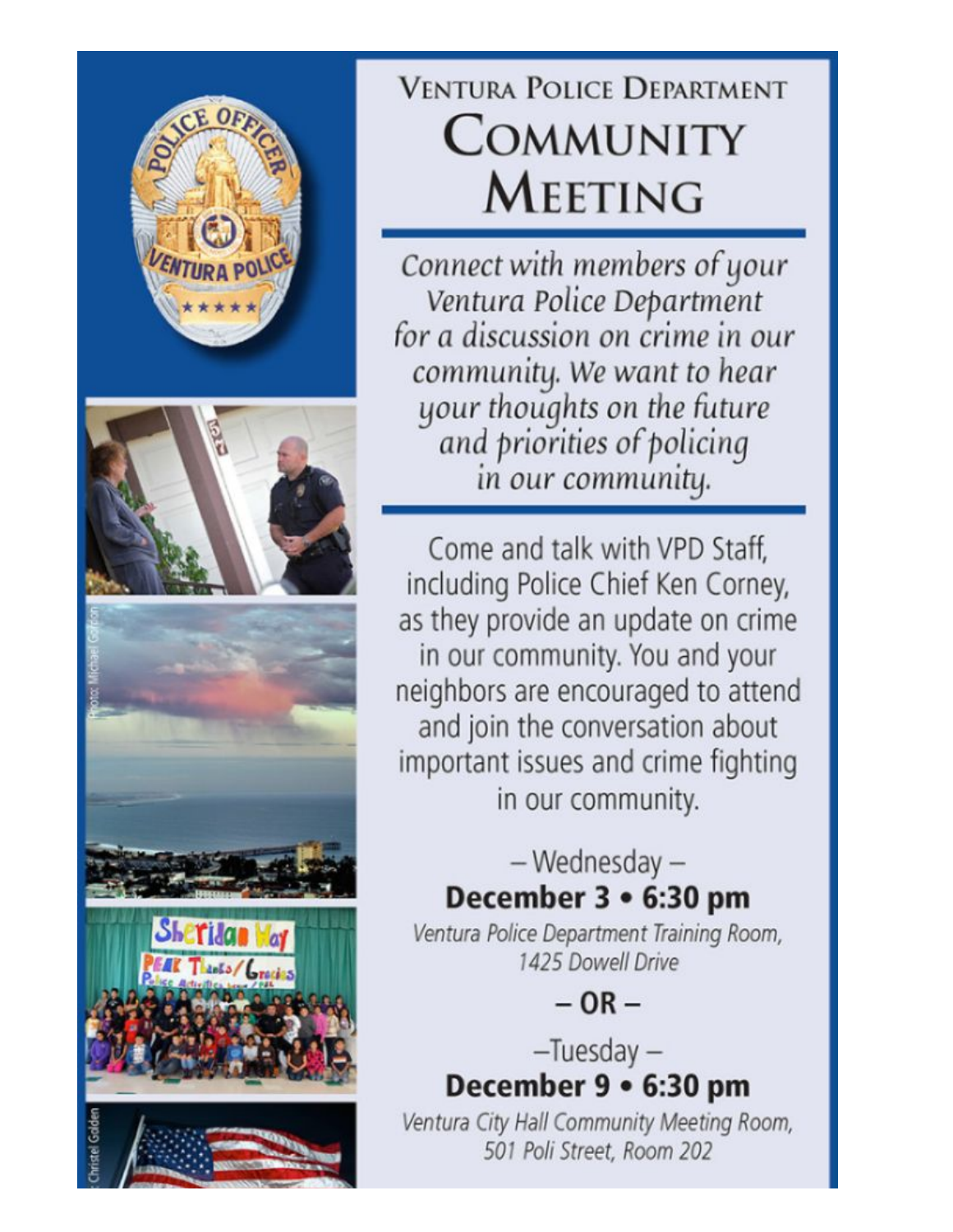# Ventura Police Department

# Community Meeting

*Connect with members of your Ventura Police Department for a discussion on crime in our community. We want to hear your thoughts on the future and priorities of policing in our community.*

Come and talk with VPD Staff, including Police Chief Ken Corney, as they provide an update on crime in our community. You and your neighbors are encouraged to attend and join the conversation about important issues and crime fighting in our community.

– Wednesday –

**December 3 • 6:30 pm**

*Ventura Police Department Training Room, 1425 Dowell Drive*

**– OR –**

–Tuesday –

**December 9 • 6:30 pm**

*Ventura City Hall Community Meeting Room, 501 Poli Street, Room 202*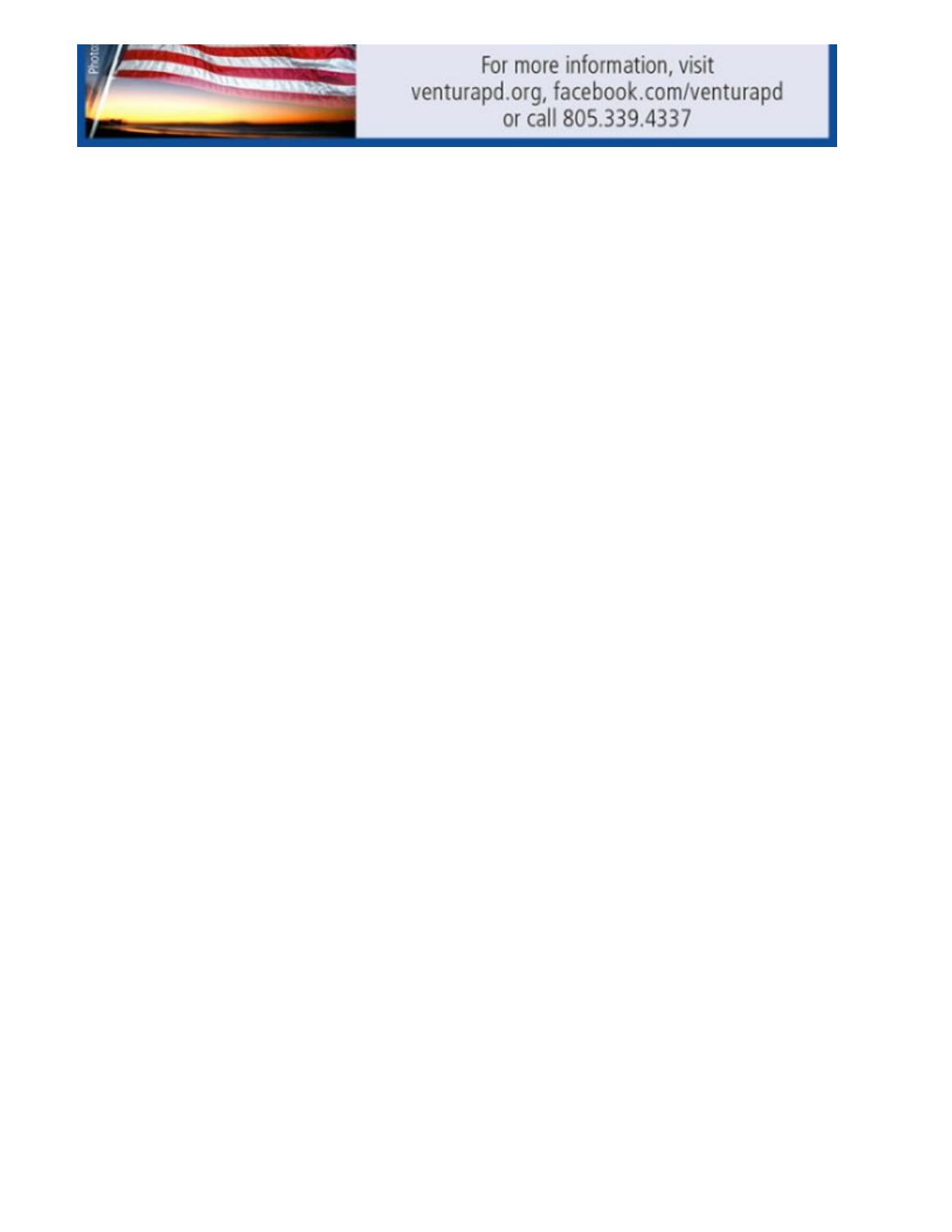For more information, visit
venturapd.org, facebook.com/venturapd
or call 805.339.4337